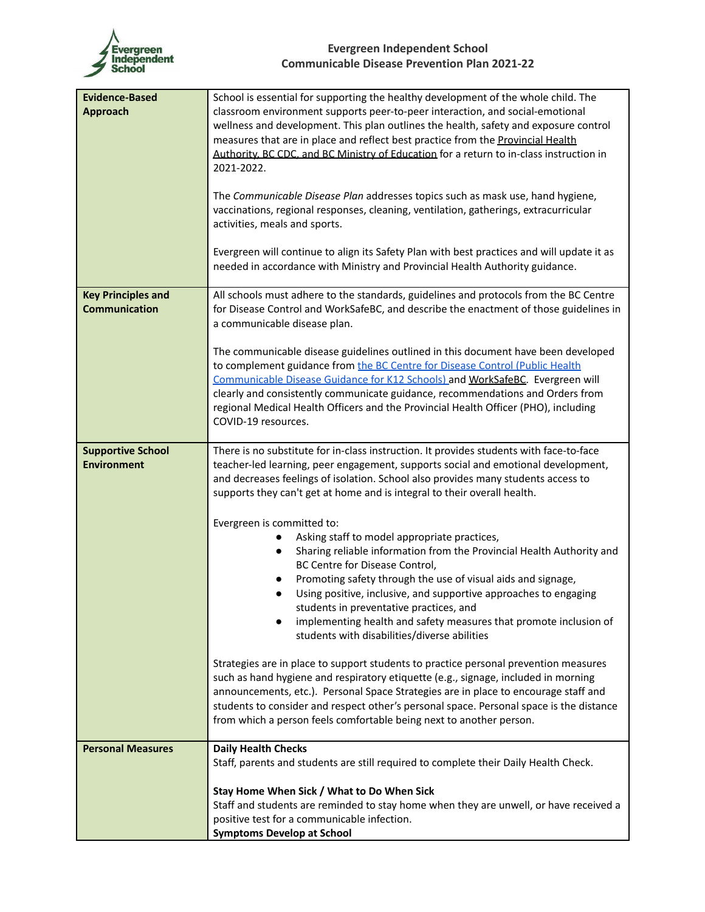# Evergreen Independent School
## Communicable Disease Prevention Plan 2021-22

| | |
|---|---|
| **Evidence-Based Approach** | School is essential for supporting the healthy development of the whole child. The classroom environment supports peer-to-peer interaction, and social-emotional wellness and development. This plan outlines the health, safety and exposure control measures that are in place and reflect best practice from the Provincial Health Authority, BC CDC, and BC Ministry of Education for a return to in-class instruction in 2021-2022.<br><br>The *Communicable Disease Plan* addresses topics such as mask use, hand hygiene, vaccinations, regional responses, cleaning, ventilation, gatherings, extracurricular activities, meals and sports.<br><br>Evergreen will continue to align its Safety Plan with best practices and will update it as needed in accordance with Ministry and Provincial Health Authority guidance. |
| **Key Principles and Communication** | All schools must adhere to the standards, guidelines and protocols from the BC Centre for Disease Control and WorkSafeBC, and describe the enactment of those guidelines in a communicable disease plan.<br><br>The communicable disease guidelines outlined in this document have been developed to complement guidance from the BC Centre for Disease Control (Public Health Communicable Disease Guidance for K12 Schools) and WorkSafeBC. Evergreen will clearly and consistently communicate guidance, recommendations and Orders from regional Medical Health Officers and the Provincial Health Officer (PHO), including COVID-19 resources. |
| **Supportive School Environment** | There is no substitute for in-class instruction. It provides students with face-to-face teacher-led learning, peer engagement, supports social and emotional development, and decreases feelings of isolation. School also provides many students access to supports they can't get at home and is integral to their overall health.<br><br>Evergreen is committed to:<br>• Asking staff to model appropriate practices,<br>• Sharing reliable information from the Provincial Health Authority and BC Centre for Disease Control,<br>• Promoting safety through the use of visual aids and signage,<br>• Using positive, inclusive, and supportive approaches to engaging students in preventative practices, and<br>• implementing health and safety measures that promote inclusion of students with disabilities/diverse abilities<br><br>Strategies are in place to support students to practice personal prevention measures such as hand hygiene and respiratory etiquette (e.g., signage, included in morning announcements, etc.). Personal Space Strategies are in place to encourage staff and students to consider and respect other's personal space. Personal space is the distance from which a person feels comfortable being next to another person. |
| **Personal Measures** | **Daily Health Checks**<br>Staff, parents and students are still required to complete their Daily Health Check.<br><br>**Stay Home When Sick / What to Do When Sick**<br>Staff and students are reminded to stay home when they are unwell, or have received a positive test for a communicable infection.<br>**Symptoms Develop at School** |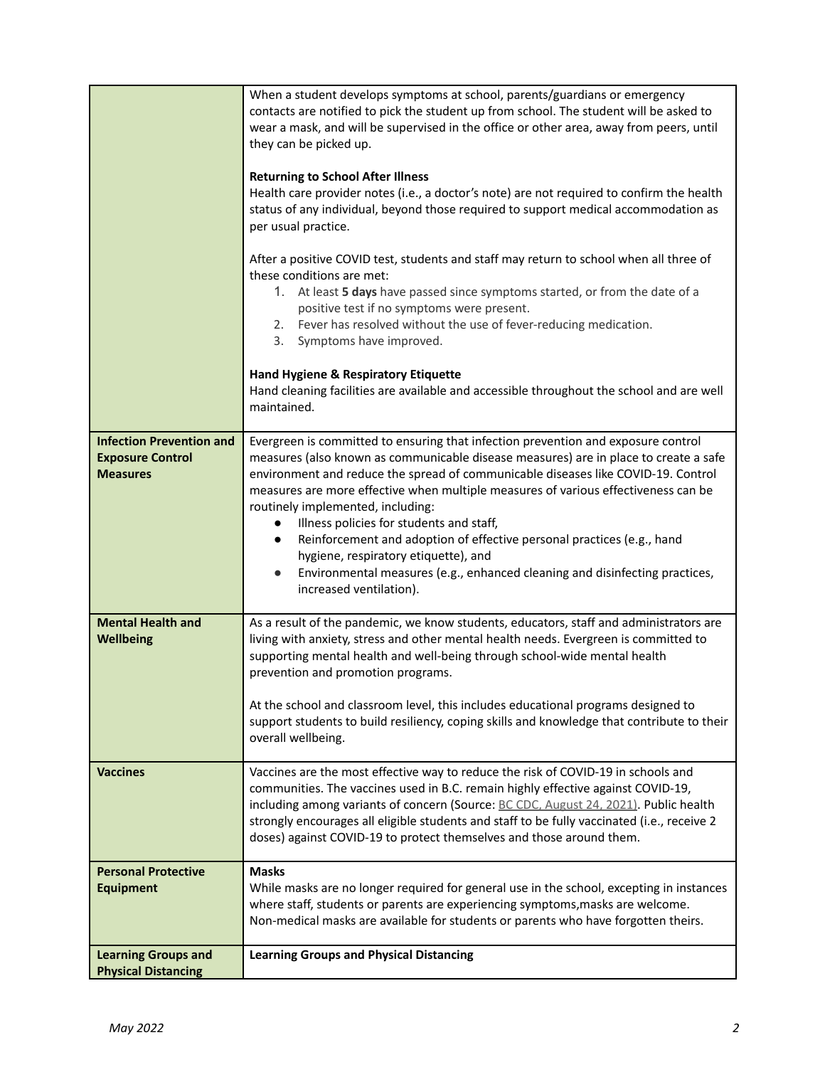| | |
|---|---|
| | When a student develops symptoms at school, parents/guardians or emergency contacts are notified to pick the student up from school. The student will be asked to wear a mask, and will be supervised in the office or other area, away from peers, until they can be picked up.<br><br>**Returning to School After Illness**<br>Health care provider notes (i.e., a doctor's note) are not required to confirm the health status of any individual, beyond those required to support medical accommodation as per usual practice.<br><br>After a positive COVID test, students and staff may return to school when all three of these conditions are met:<br>1. At least **5 days** have passed since symptoms started, or from the date of a positive test if no symptoms were present.<br>2. Fever has resolved without the use of fever-reducing medication.<br>3. Symptoms have improved.<br><br>**Hand Hygiene & Respiratory Etiquette**<br>Hand cleaning facilities are available and accessible throughout the school and are well maintained. |
| **Infection Prevention and Exposure Control Measures** | Evergreen is committed to ensuring that infection prevention and exposure control measures (also known as communicable disease measures) are in place to create a safe environment and reduce the spread of communicable diseases like COVID-19. Control measures are more effective when multiple measures of various effectiveness can be routinely implemented, including:<br>• Illness policies for students and staff,<br>• Reinforcement and adoption of effective personal practices (e.g., hand hygiene, respiratory etiquette), and<br>• Environmental measures (e.g., enhanced cleaning and disinfecting practices, increased ventilation). |
| **Mental Health and Wellbeing** | As a result of the pandemic, we know students, educators, staff and administrators are living with anxiety, stress and other mental health needs. Evergreen is committed to supporting mental health and well-being through school-wide mental health prevention and promotion programs.<br><br>At the school and classroom level, this includes educational programs designed to support students to build resiliency, coping skills and knowledge that contribute to their overall wellbeing. |
| **Vaccines** | Vaccines are the most effective way to reduce the risk of COVID-19 in schools and communities. The vaccines used in B.C. remain highly effective against COVID-19, including among variants of concern (Source: BC CDC, August 24, 2021). Public health strongly encourages all eligible students and staff to be fully vaccinated (i.e., receive 2 doses) against COVID-19 to protect themselves and those around them. |
| **Personal Protective Equipment** | **Masks**<br>While masks are no longer required for general use in the school, excepting in instances where staff, students or parents are experiencing symptoms,masks are welcome. Non-medical masks are available for students or parents who have forgotten theirs. |
| **Learning Groups and Physical Distancing** | **Learning Groups and Physical Distancing** |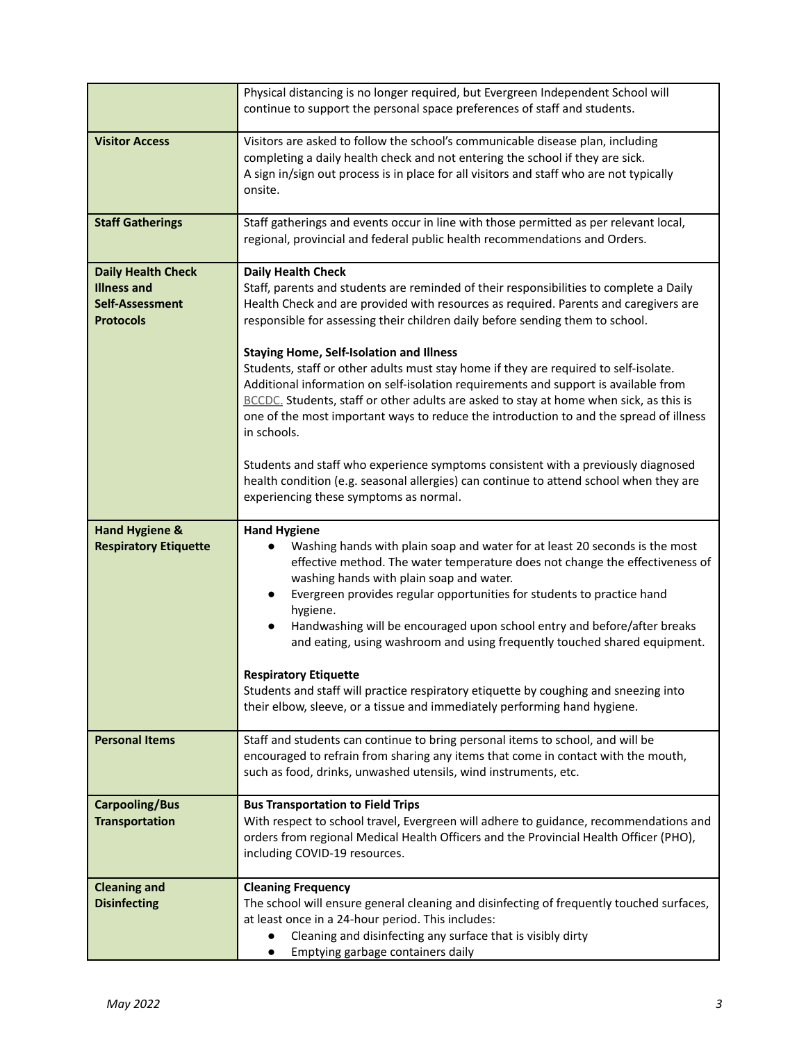| | |
|---|---|
| | Physical distancing is no longer required, but Evergreen Independent School will continue to support the personal space preferences of staff and students. |
| **Visitor Access** | Visitors are asked to follow the school's communicable disease plan, including completing a daily health check and not entering the school if they are sick.<br>A sign in/sign out process is in place for all visitors and staff who are not typically onsite. |
| **Staff Gatherings** | Staff gatherings and events occur in line with those permitted as per relevant local, regional, provincial and federal public health recommendations and Orders. |
| **Daily Health Check Illness and Self-Assessment Protocols** | **Daily Health Check**<br>Staff, parents and students are reminded of their responsibilities to complete a Daily Health Check and are provided with resources as required. Parents and caregivers are responsible for assessing their children daily before sending them to school.<br><br>**Staying Home, Self-Isolation and Illness**<br>Students, staff or other adults must stay home if they are required to self-isolate. Additional information on self-isolation requirements and support is available from BCCDC. Students, staff or other adults are asked to stay at home when sick, as this is one of the most important ways to reduce the introduction to and the spread of illness in schools.<br><br>Students and staff who experience symptoms consistent with a previously diagnosed health condition (e.g. seasonal allergies) can continue to attend school when they are experiencing these symptoms as normal. |
| **Hand Hygiene & Respiratory Etiquette** | **Hand Hygiene**<br>• Washing hands with plain soap and water for at least 20 seconds is the most effective method. The water temperature does not change the effectiveness of washing hands with plain soap and water.<br>• Evergreen provides regular opportunities for students to practice hand hygiene.<br>• Handwashing will be encouraged upon school entry and before/after breaks and eating, using washroom and using frequently touched shared equipment.<br><br>**Respiratory Etiquette**<br>Students and staff will practice respiratory etiquette by coughing and sneezing into their elbow, sleeve, or a tissue and immediately performing hand hygiene. |
| **Personal Items** | Staff and students can continue to bring personal items to school, and will be encouraged to refrain from sharing any items that come in contact with the mouth, such as food, drinks, unwashed utensils, wind instruments, etc. |
| **Carpooling/Bus Transportation** | **Bus Transportation to Field Trips**<br>With respect to school travel, Evergreen will adhere to guidance, recommendations and orders from regional Medical Health Officers and the Provincial Health Officer (PHO), including COVID-19 resources. |
| **Cleaning and Disinfecting** | **Cleaning Frequency**<br>The school will ensure general cleaning and disinfecting of frequently touched surfaces, at least once in a 24-hour period. This includes:<br>• Cleaning and disinfecting any surface that is visibly dirty<br>• Emptying garbage containers daily |

*May 2022*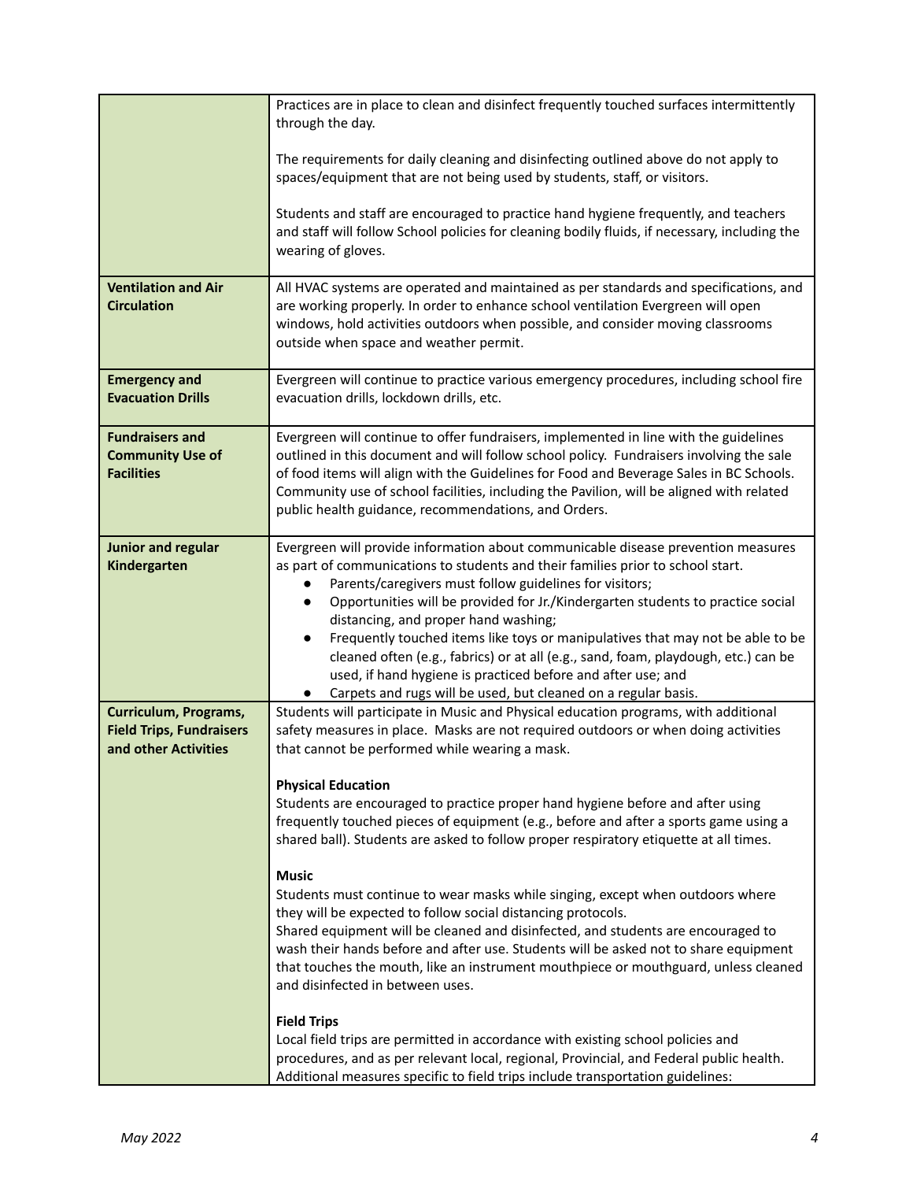| | |
|---|---|
| | Practices are in place to clean and disinfect frequently touched surfaces intermittently through the day.<br><br>The requirements for daily cleaning and disinfecting outlined above do not apply to spaces/equipment that are not being used by students, staff, or visitors.<br><br>Students and staff are encouraged to practice hand hygiene frequently, and teachers and staff will follow School policies for cleaning bodily fluids, if necessary, including the wearing of gloves. |
| **Ventilation and Air Circulation** | All HVAC systems are operated and maintained as per standards and specifications, and are working properly. In order to enhance school ventilation Evergreen will open windows, hold activities outdoors when possible, and consider moving classrooms outside when space and weather permit. |
| **Emergency and Evacuation Drills** | Evergreen will continue to practice various emergency procedures, including school fire evacuation drills, lockdown drills, etc. |
| **Fundraisers and Community Use of Facilities** | Evergreen will continue to offer fundraisers, implemented in line with the guidelines outlined in this document and will follow school policy. Fundraisers involving the sale of food items will align with the Guidelines for Food and Beverage Sales in BC Schools. Community use of school facilities, including the Pavilion, will be aligned with related public health guidance, recommendations, and Orders. |
| **Junior and regular Kindergarten** | Evergreen will provide information about communicable disease prevention measures as part of communications to students and their families prior to school start.<br>• Parents/caregivers must follow guidelines for visitors;<br>• Opportunities will be provided for Jr./Kindergarten students to practice social distancing, and proper hand washing;<br>• Frequently touched items like toys or manipulatives that may not be able to be cleaned often (e.g., fabrics) or at all (e.g., sand, foam, playdough, etc.) can be used, if hand hygiene is practiced before and after use; and<br>• Carpets and rugs will be used, but cleaned on a regular basis. |
| **Curriculum, Programs, Field Trips, Fundraisers and other Activities** | Students will participate in Music and Physical education programs, with additional safety measures in place. Masks are not required outdoors or when doing activities that cannot be performed while wearing a mask.<br><br>**Physical Education**<br>Students are encouraged to practice proper hand hygiene before and after using frequently touched pieces of equipment (e.g., before and after a sports game using a shared ball). Students are asked to follow proper respiratory etiquette at all times.<br><br>**Music**<br>Students must continue to wear masks while singing, except when outdoors where they will be expected to follow social distancing protocols.<br>Shared equipment will be cleaned and disinfected, and students are encouraged to wash their hands before and after use. Students will be asked not to share equipment that touches the mouth, like an instrument mouthpiece or mouthguard, unless cleaned and disinfected in between uses.<br><br>**Field Trips**<br>Local field trips are permitted in accordance with existing school policies and procedures, and as per relevant local, regional, Provincial, and Federal public health. Additional measures specific to field trips include transportation guidelines: |

*May 2022*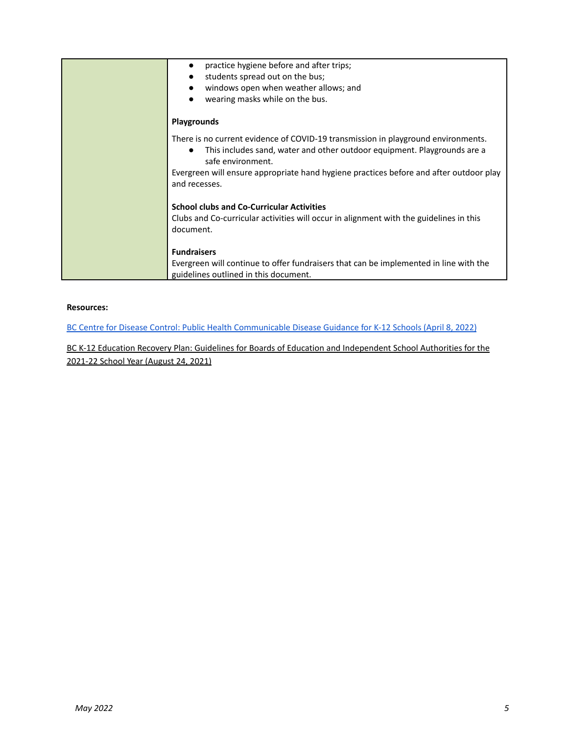| | |
|---|---|
| | • practice hygiene before and after trips;<br>• students spread out on the bus;<br>• windows open when weather allows; and<br>• wearing masks while on the bus.<br><br>**Playgrounds**<br><br>There is no current evidence of COVID-19 transmission in playground environments.<br>• This includes sand, water and other outdoor equipment. Playgrounds are a safe environment.<br><br>Evergreen will ensure appropriate hand hygiene practices before and after outdoor play and recesses.<br><br>**School clubs and Co-Curricular Activities**<br>Clubs and Co-curricular activities will occur in alignment with the guidelines in this document.<br><br>**Fundraisers**<br>Evergreen will continue to offer fundraisers that can be implemented in line with the guidelines outlined in this document. |

**Resources:**

BC Centre for Disease Control: Public Health Communicable Disease Guidance for K-12 Schools (April 8, 2022)

BC K-12 Education Recovery Plan: Guidelines for Boards of Education and Independent School Authorities for the 2021-22 School Year (August 24, 2021)